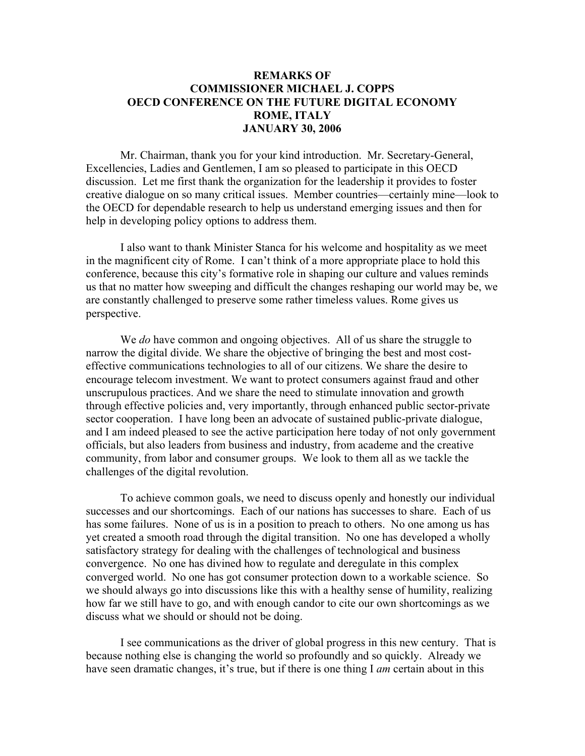**REMARKS OF**
**COMMISSIONER MICHAEL J. COPPS**
**OECD CONFERENCE ON THE FUTURE DIGITAL ECONOMY**
**ROME, ITALY**
**JANUARY 30, 2006**

Mr. Chairman, thank you for your kind introduction. Mr. Secretary-General, Excellencies, Ladies and Gentlemen, I am so pleased to participate in this OECD discussion. Let me first thank the organization for the leadership it provides to foster creative dialogue on so many critical issues. Member countries—certainly mine—look to the OECD for dependable research to help us understand emerging issues and then for help in developing policy options to address them.

I also want to thank Minister Stanca for his welcome and hospitality as we meet in the magnificent city of Rome. I can't think of a more appropriate place to hold this conference, because this city's formative role in shaping our culture and values reminds us that no matter how sweeping and difficult the changes reshaping our world may be, we are constantly challenged to preserve some rather timeless values. Rome gives us perspective.

We *do* have common and ongoing objectives. All of us share the struggle to narrow the digital divide. We share the objective of bringing the best and most cost-effective communications technologies to all of our citizens. We share the desire to encourage telecom investment. We want to protect consumers against fraud and other unscrupulous practices. And we share the need to stimulate innovation and growth through effective policies and, very importantly, through enhanced public sector-private sector cooperation. I have long been an advocate of sustained public-private dialogue, and I am indeed pleased to see the active participation here today of not only government officials, but also leaders from business and industry, from academe and the creative community, from labor and consumer groups. We look to them all as we tackle the challenges of the digital revolution.

To achieve common goals, we need to discuss openly and honestly our individual successes and our shortcomings. Each of our nations has successes to share. Each of us has some failures. None of us is in a position to preach to others. No one among us has yet created a smooth road through the digital transition. No one has developed a wholly satisfactory strategy for dealing with the challenges of technological and business convergence. No one has divined how to regulate and deregulate in this complex converged world. No one has got consumer protection down to a workable science. So we should always go into discussions like this with a healthy sense of humility, realizing how far we still have to go, and with enough candor to cite our own shortcomings as we discuss what we should or should not be doing.

I see communications as the driver of global progress in this new century. That is because nothing else is changing the world so profoundly and so quickly. Already we have seen dramatic changes, it's true, but if there is one thing I *am* certain about in this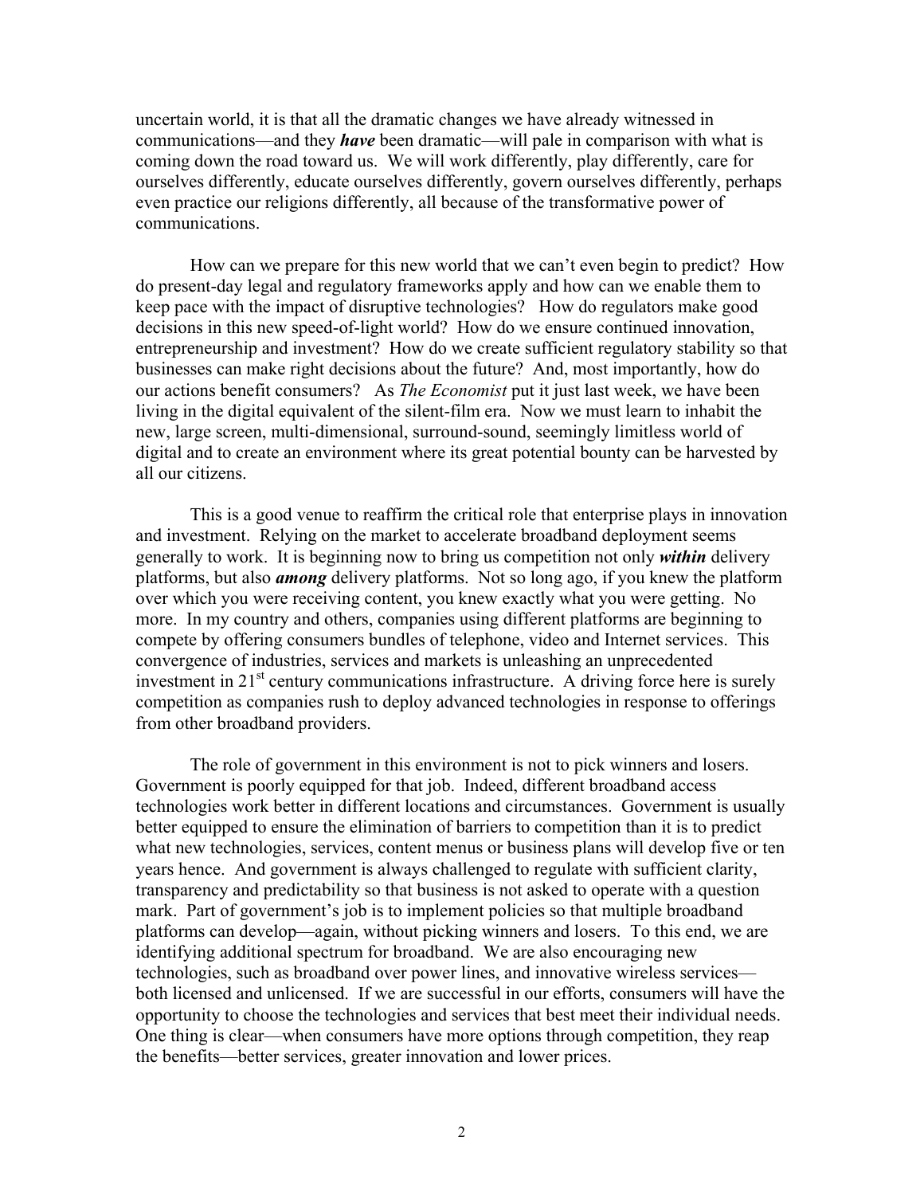uncertain world, it is that all the dramatic changes we have already witnessed in communications—and they ***have*** been dramatic—will pale in comparison with what is coming down the road toward us. We will work differently, play differently, care for ourselves differently, educate ourselves differently, govern ourselves differently, perhaps even practice our religions differently, all because of the transformative power of communications.

How can we prepare for this new world that we can't even begin to predict? How do present-day legal and regulatory frameworks apply and how can we enable them to keep pace with the impact of disruptive technologies? How do regulators make good decisions in this new speed-of-light world? How do we ensure continued innovation, entrepreneurship and investment? How do we create sufficient regulatory stability so that businesses can make right decisions about the future? And, most importantly, how do our actions benefit consumers? As *The Economist* put it just last week, we have been living in the digital equivalent of the silent-film era. Now we must learn to inhabit the new, large screen, multi-dimensional, surround-sound, seemingly limitless world of digital and to create an environment where its great potential bounty can be harvested by all our citizens.

This is a good venue to reaffirm the critical role that enterprise plays in innovation and investment. Relying on the market to accelerate broadband deployment seems generally to work. It is beginning now to bring us competition not only ***within*** delivery platforms, but also ***among*** delivery platforms. Not so long ago, if you knew the platform over which you were receiving content, you knew exactly what you were getting. No more. In my country and others, companies using different platforms are beginning to compete by offering consumers bundles of telephone, video and Internet services. This convergence of industries, services and markets is unleashing an unprecedented investment in 21st century communications infrastructure. A driving force here is surely competition as companies rush to deploy advanced technologies in response to offerings from other broadband providers.

The role of government in this environment is not to pick winners and losers. Government is poorly equipped for that job. Indeed, different broadband access technologies work better in different locations and circumstances. Government is usually better equipped to ensure the elimination of barriers to competition than it is to predict what new technologies, services, content menus or business plans will develop five or ten years hence. And government is always challenged to regulate with sufficient clarity, transparency and predictability so that business is not asked to operate with a question mark. Part of government's job is to implement policies so that multiple broadband platforms can develop—again, without picking winners and losers. To this end, we are identifying additional spectrum for broadband. We are also encouraging new technologies, such as broadband over power lines, and innovative wireless services—both licensed and unlicensed. If we are successful in our efforts, consumers will have the opportunity to choose the technologies and services that best meet their individual needs. One thing is clear—when consumers have more options through competition, they reap the benefits—better services, greater innovation and lower prices.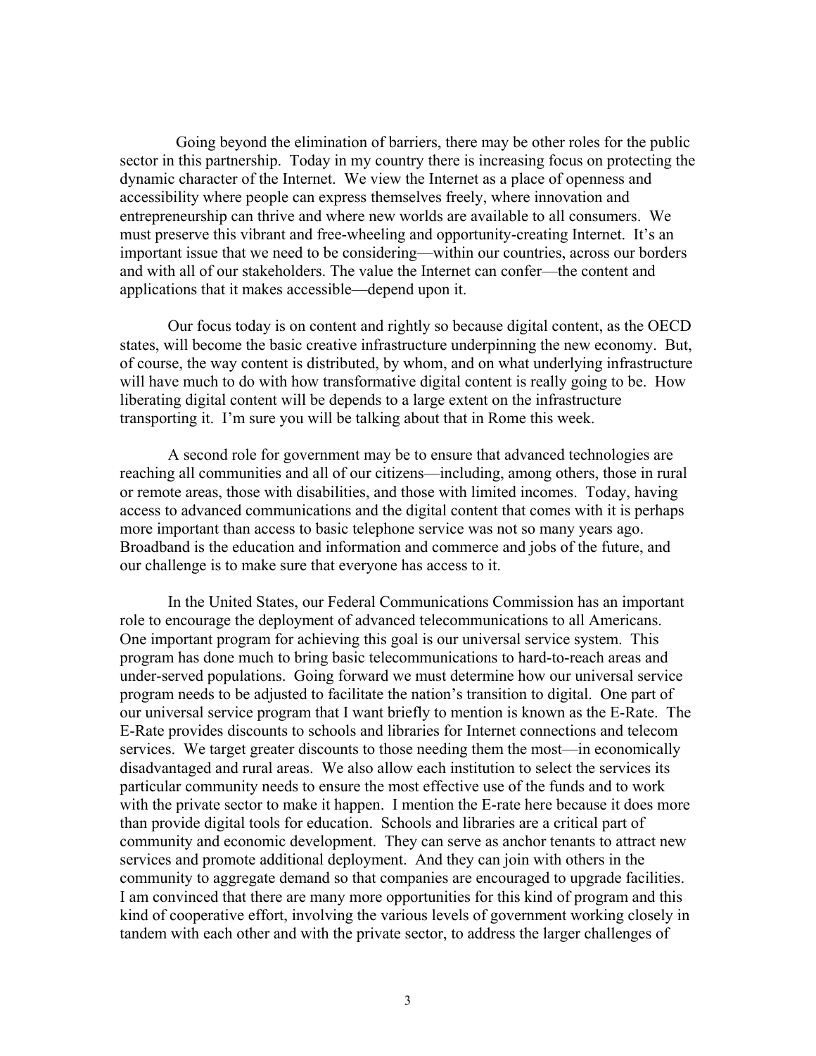Going beyond the elimination of barriers, there may be other roles for the public sector in this partnership. Today in my country there is increasing focus on protecting the dynamic character of the Internet. We view the Internet as a place of openness and accessibility where people can express themselves freely, where innovation and entrepreneurship can thrive and where new worlds are available to all consumers. We must preserve this vibrant and free-wheeling and opportunity-creating Internet. It's an important issue that we need to be considering—within our countries, across our borders and with all of our stakeholders. The value the Internet can confer—the content and applications that it makes accessible—depend upon it.

Our focus today is on content and rightly so because digital content, as the OECD states, will become the basic creative infrastructure underpinning the new economy. But, of course, the way content is distributed, by whom, and on what underlying infrastructure will have much to do with how transformative digital content is really going to be. How liberating digital content will be depends to a large extent on the infrastructure transporting it. I'm sure you will be talking about that in Rome this week.

A second role for government may be to ensure that advanced technologies are reaching all communities and all of our citizens—including, among others, those in rural or remote areas, those with disabilities, and those with limited incomes. Today, having access to advanced communications and the digital content that comes with it is perhaps more important than access to basic telephone service was not so many years ago. Broadband is the education and information and commerce and jobs of the future, and our challenge is to make sure that everyone has access to it.

In the United States, our Federal Communications Commission has an important role to encourage the deployment of advanced telecommunications to all Americans. One important program for achieving this goal is our universal service system. This program has done much to bring basic telecommunications to hard-to-reach areas and under-served populations. Going forward we must determine how our universal service program needs to be adjusted to facilitate the nation's transition to digital. One part of our universal service program that I want briefly to mention is known as the E-Rate. The E-Rate provides discounts to schools and libraries for Internet connections and telecom services. We target greater discounts to those needing them the most—in economically disadvantaged and rural areas. We also allow each institution to select the services its particular community needs to ensure the most effective use of the funds and to work with the private sector to make it happen. I mention the E-rate here because it does more than provide digital tools for education. Schools and libraries are a critical part of community and economic development. They can serve as anchor tenants to attract new services and promote additional deployment. And they can join with others in the community to aggregate demand so that companies are encouraged to upgrade facilities. I am convinced that there are many more opportunities for this kind of program and this kind of cooperative effort, involving the various levels of government working closely in tandem with each other and with the private sector, to address the larger challenges of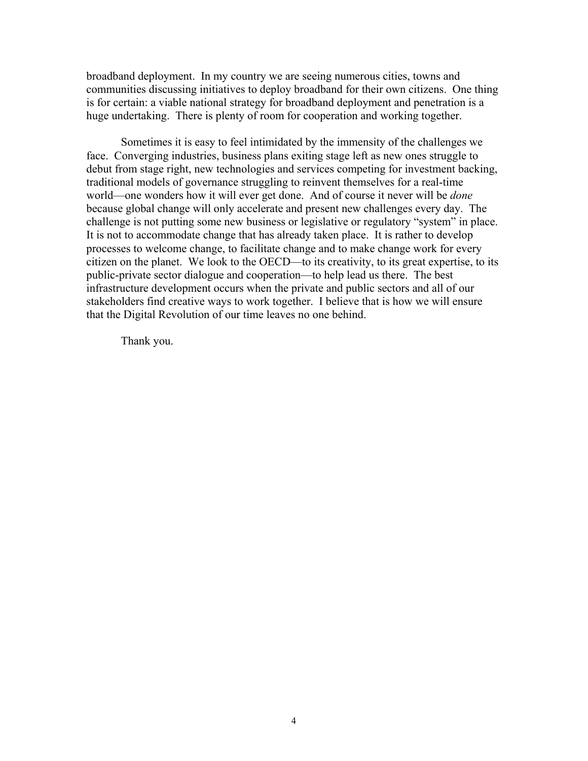broadband deployment. In my country we are seeing numerous cities, towns and communities discussing initiatives to deploy broadband for their own citizens. One thing is for certain: a viable national strategy for broadband deployment and penetration is a huge undertaking. There is plenty of room for cooperation and working together.

Sometimes it is easy to feel intimidated by the immensity of the challenges we face. Converging industries, business plans exiting stage left as new ones struggle to debut from stage right, new technologies and services competing for investment backing, traditional models of governance struggling to reinvent themselves for a real-time world—one wonders how it will ever get done. And of course it never will be *done* because global change will only accelerate and present new challenges every day. The challenge is not putting some new business or legislative or regulatory "system" in place. It is not to accommodate change that has already taken place. It is rather to develop processes to welcome change, to facilitate change and to make change work for every citizen on the planet. We look to the OECD—to its creativity, to its great expertise, to its public-private sector dialogue and cooperation—to help lead us there. The best infrastructure development occurs when the private and public sectors and all of our stakeholders find creative ways to work together. I believe that is how we will ensure that the Digital Revolution of our time leaves no one behind.

Thank you.